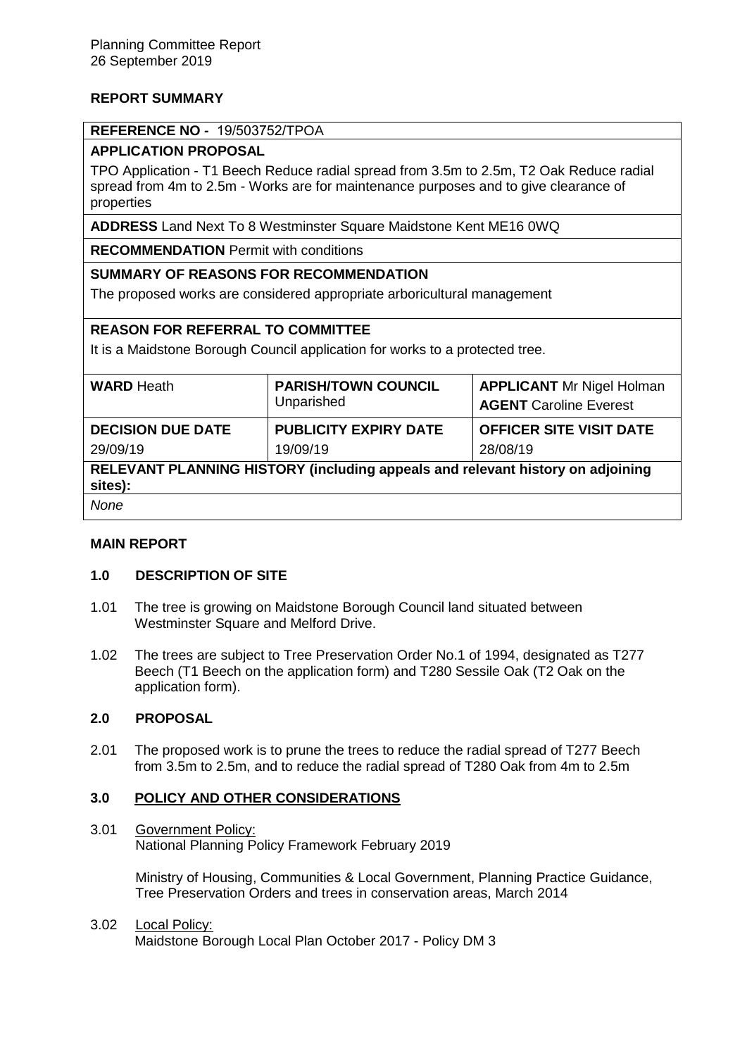Planning Committee Report
26 September 2019

**REPORT SUMMARY**

| **REFERENCE NO -** 19/503752/TPOA | | |
|---|---|---|
| **APPLICATION PROPOSAL** | | |
| TPO Application - T1 Beech Reduce radial spread from 3.5m to 2.5m, T2 Oak Reduce radial spread from 4m to 2.5m - Works are for maintenance purposes and to give clearance of properties | | |
| **ADDRESS** Land Next To 8 Westminster Square Maidstone Kent ME16 0WQ | | |
| **RECOMMENDATION** Permit with conditions | | |
| **SUMMARY OF REASONS FOR RECOMMENDATION** | | |
| The proposed works are considered appropriate arboricultural management | | |
| **REASON FOR REFERRAL TO COMMITTEE** | | |
| It is a Maidstone Borough Council application for works to a protected tree. | | |
| **WARD** Heath | **PARISH/TOWN COUNCIL** Unparished | **APPLICANT** Mr Nigel Holman **AGENT** Caroline Everest |
| **DECISION DUE DATE** 29/09/19 | **PUBLICITY EXPIRY DATE** 19/09/19 | **OFFICER SITE VISIT DATE** 28/08/19 |
| **RELEVANT PLANNING HISTORY (including appeals and relevant history on adjoining sites):** | | |
| *None* | | |

**MAIN REPORT**

## 1.0 DESCRIPTION OF SITE

1.01 The tree is growing on Maidstone Borough Council land situated between Westminster Square and Melford Drive.

1.02 The trees are subject to Tree Preservation Order No.1 of 1994, designated as T277 Beech (T1 Beech on the application form) and T280 Sessile Oak (T2 Oak on the application form).

## 2.0 PROPOSAL

2.01 The proposed work is to prune the trees to reduce the radial spread of T277 Beech from 3.5m to 2.5m, and to reduce the radial spread of T280 Oak from 4m to 2.5m

## 3.0 POLICY AND OTHER CONSIDERATIONS

3.01 Government Policy:
National Planning Policy Framework February 2019

Ministry of Housing, Communities & Local Government, Planning Practice Guidance, Tree Preservation Orders and trees in conservation areas, March 2014

3.02 Local Policy:
Maidstone Borough Local Plan October 2017 - Policy DM 3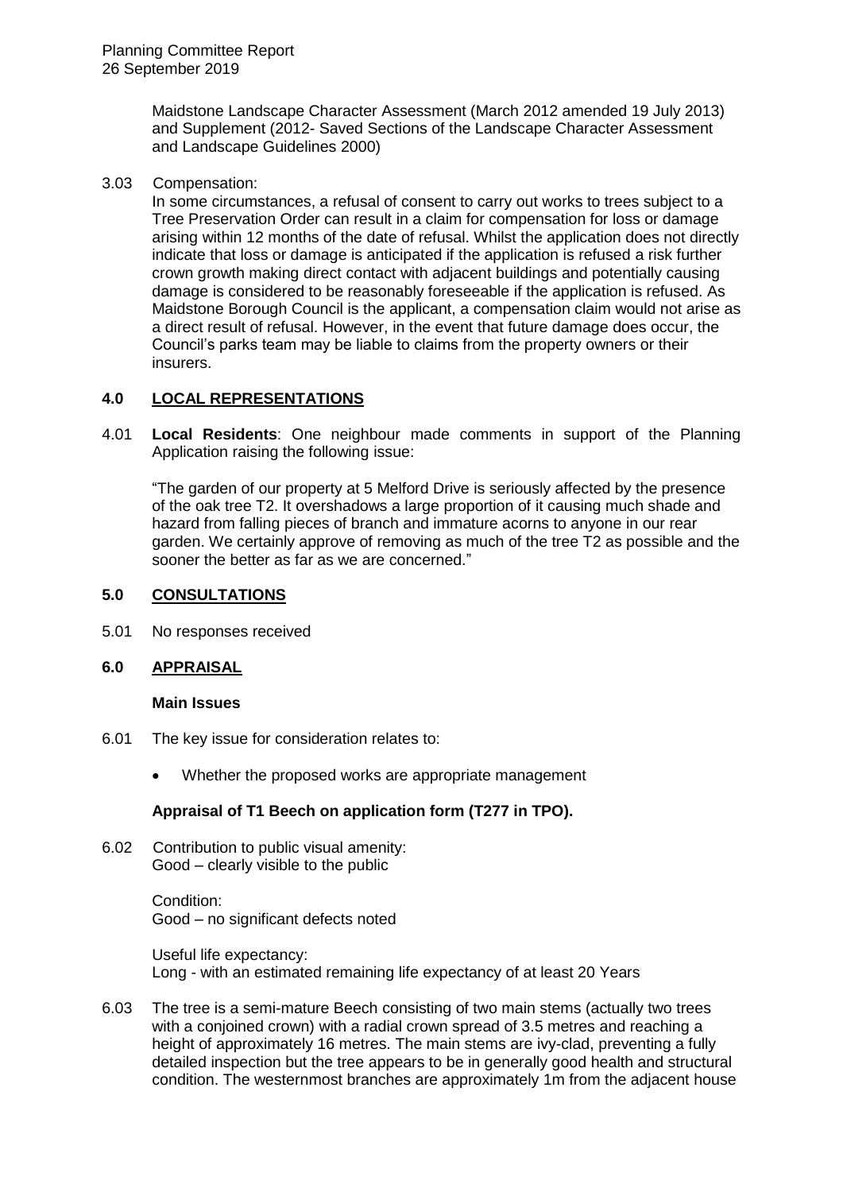Maidstone Landscape Character Assessment (March 2012 amended 19 July 2013) and Supplement (2012- Saved Sections of the Landscape Character Assessment and Landscape Guidelines 2000)

3.03 Compensation:
In some circumstances, a refusal of consent to carry out works to trees subject to a Tree Preservation Order can result in a claim for compensation for loss or damage arising within 12 months of the date of refusal. Whilst the application does not directly indicate that loss or damage is anticipated if the application is refused a risk further crown growth making direct contact with adjacent buildings and potentially causing damage is considered to be reasonably foreseeable if the application is refused. As Maidstone Borough Council is the applicant, a compensation claim would not arise as a direct result of refusal. However, in the event that future damage does occur, the Council's parks team may be liable to claims from the property owners or their insurers.

## 4.0 LOCAL REPRESENTATIONS

4.01 **Local Residents**: One neighbour made comments in support of the Planning Application raising the following issue:

"The garden of our property at 5 Melford Drive is seriously affected by the presence of the oak tree T2. It overshadows a large proportion of it causing much shade and hazard from falling pieces of branch and immature acorns to anyone in our rear garden. We certainly approve of removing as much of the tree T2 as possible and the sooner the better as far as we are concerned."

## 5.0 CONSULTATIONS

5.01 No responses received

## 6.0 APPRAISAL

**Main Issues**

6.01 The key issue for consideration relates to:

- Whether the proposed works are appropriate management

**Appraisal of T1 Beech on application form (T277 in TPO).**

6.02 Contribution to public visual amenity:
Good – clearly visible to the public

Condition:
Good – no significant defects noted

Useful life expectancy:
Long - with an estimated remaining life expectancy of at least 20 Years

6.03 The tree is a semi-mature Beech consisting of two main stems (actually two trees with a conjoined crown) with a radial crown spread of 3.5 metres and reaching a height of approximately 16 metres. The main stems are ivy-clad, preventing a fully detailed inspection but the tree appears to be in generally good health and structural condition. The westernmost branches are approximately 1m from the adjacent house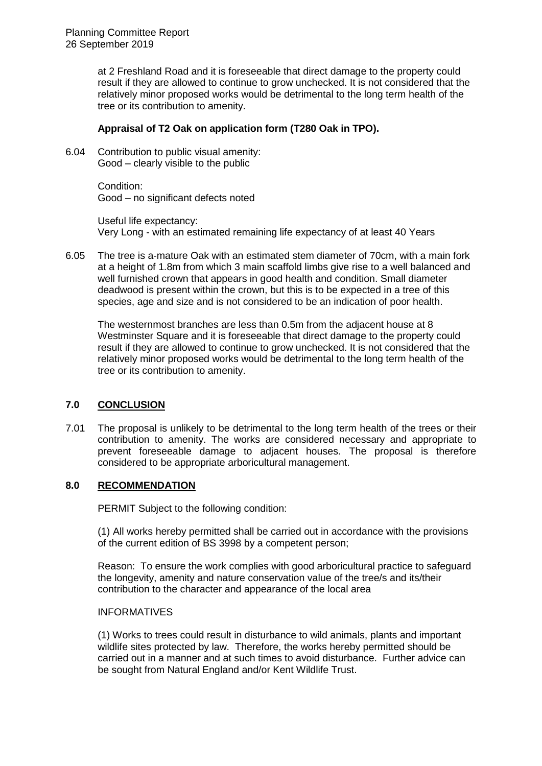at 2 Freshland Road and it is foreseeable that direct damage to the property could result if they are allowed to continue to grow unchecked. It is not considered that the relatively minor proposed works would be detrimental to the long term health of the tree or its contribution to amenity.

**Appraisal of T2 Oak on application form (T280 Oak in TPO).**

6.04 Contribution to public visual amenity:
Good – clearly visible to the public

Condition:
Good – no significant defects noted

Useful life expectancy:
Very Long - with an estimated remaining life expectancy of at least 40 Years

6.05 The tree is a-mature Oak with an estimated stem diameter of 70cm, with a main fork at a height of 1.8m from which 3 main scaffold limbs give rise to a well balanced and well furnished crown that appears in good health and condition. Small diameter deadwood is present within the crown, but this is to be expected in a tree of this species, age and size and is not considered to be an indication of poor health.

The westernmost branches are less than 0.5m from the adjacent house at 8 Westminster Square and it is foreseeable that direct damage to the property could result if they are allowed to continue to grow unchecked. It is not considered that the relatively minor proposed works would be detrimental to the long term health of the tree or its contribution to amenity.

## 7.0 CONCLUSION

7.01 The proposal is unlikely to be detrimental to the long term health of the trees or their contribution to amenity. The works are considered necessary and appropriate to prevent foreseeable damage to adjacent houses. The proposal is therefore considered to be appropriate arboricultural management.

## 8.0 RECOMMENDATION

PERMIT Subject to the following condition:

(1) All works hereby permitted shall be carried out in accordance with the provisions of the current edition of BS 3998 by a competent person;

Reason: To ensure the work complies with good arboricultural practice to safeguard the longevity, amenity and nature conservation value of the tree/s and its/their contribution to the character and appearance of the local area

INFORMATIVES

(1) Works to trees could result in disturbance to wild animals, plants and important wildlife sites protected by law. Therefore, the works hereby permitted should be carried out in a manner and at such times to avoid disturbance. Further advice can be sought from Natural England and/or Kent Wildlife Trust.